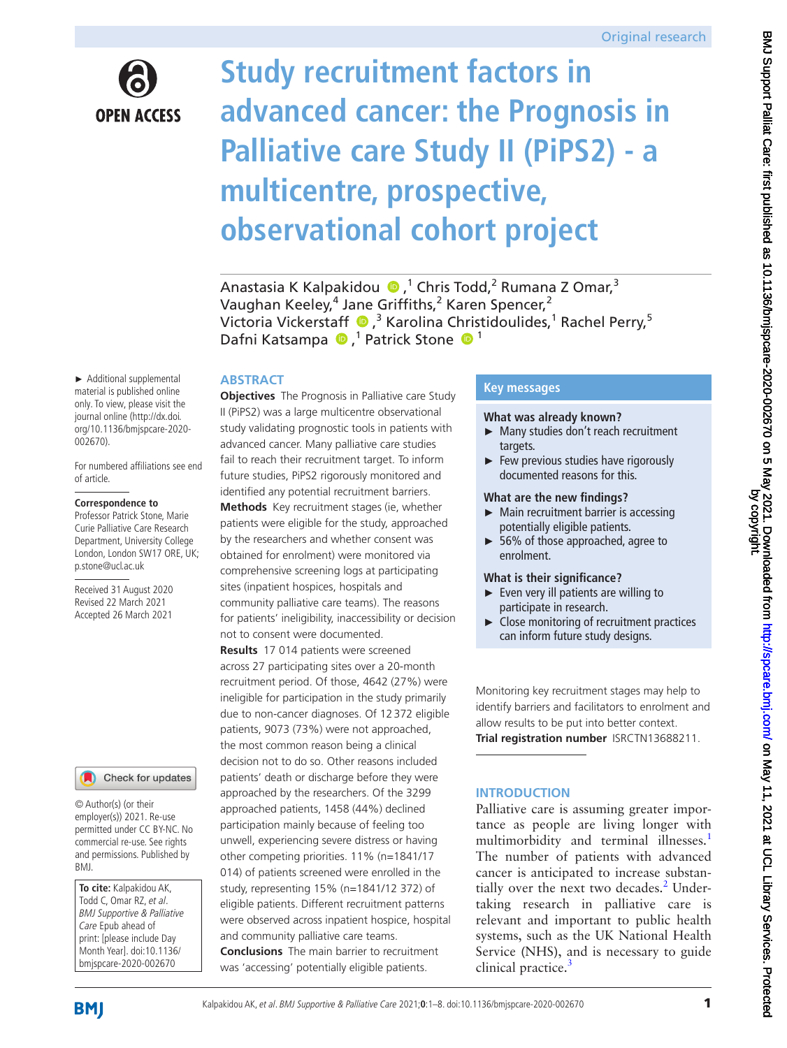Original research

# Study recruitment factors in advanced cancer: the Prognosis in Palliative care Study II (PiPS2) - a multicentre, prospective, observational cohort project

Anastasia K Kalpakidou,[1] Chris Todd,[2] Rumana Z Omar,[3] Vaughan Keeley,[4] Jane Griffiths,[2] Karen Spencer,[2] Victoria Vickerstaff,[3] Karolina Christidoulides,[1] Rachel Perry,[5] Dafni Katsampa,[1] Patrick Stone[1]

► Additional supplemental material is published online only. To view, please visit the journal online (http://dx.doi.org/10.1136/bmjspcare-2020-002670).

For numbered affiliations see end of article.

**Correspondence to**
Professor Patrick Stone, Marie Curie Palliative Care Research Department, University College London, London SW17 ORE, UK; p.stone@ucl.ac.uk

Received 31 August 2020
Revised 22 March 2021
Accepted 26 March 2021

© Author(s) (or their employer(s)) 2021. Re-use permitted under CC BY-NC. No commercial re-use. See rights and permissions. Published by BMJ.

**To cite:** Kalpakidou AK, Todd C, Omar RZ, *et al*. *BMJ Supportive & Palliative Care* Epub ahead of print: [please include Day Month Year]. doi:10.1136/bmjspcare-2020-002670

## ABSTRACT

**Objectives** The Prognosis in Palliative care Study II (PiPS2) was a large multicentre observational study validating prognostic tools in patients with advanced cancer. Many palliative care studies fail to reach their recruitment target. To inform future studies, PiPS2 rigorously monitored and identified any potential recruitment barriers.

**Methods** Key recruitment stages (ie, whether patients were eligible for the study, approached by the researchers and whether consent was obtained for enrolment) were monitored via comprehensive screening logs at participating sites (inpatient hospices, hospitals and community palliative care teams). The reasons for patients' ineligibility, inaccessibility or decision not to consent were documented.

**Results** 17 014 patients were screened across 27 participating sites over a 20-month recruitment period. Of those, 4642 (27%) were ineligible for participation in the study primarily due to non-cancer diagnoses. Of 12 372 eligible patients, 9073 (73%) were not approached, the most common reason being a clinical decision not to do so. Other reasons included patients' death or discharge before they were approached by the researchers. Of the 3299 approached patients, 1458 (44%) declined participation mainly because of feeling too unwell, experiencing severe distress or having other competing priorities. 11% (n=1841/17 014) of patients screened were enrolled in the study, representing 15% (n=1841/12 372) of eligible patients. Different recruitment patterns were observed across inpatient hospice, hospital and community palliative care teams.

**Conclusions** The main barrier to recruitment was 'accessing' potentially eligible patients. Monitoring key recruitment stages may help to identify barriers and facilitators to enrolment and allow results to be put into better context.

**Trial registration number** ISRCTN13688211.

## Key messages

**What was already known?**
- Many studies don't reach recruitment targets.
- Few previous studies have rigorously documented reasons for this.

**What are the new findings?**
- Main recruitment barrier is accessing potentially eligible patients.
- 56% of those approached, agree to enrolment.

**What is their significance?**
- Even very ill patients are willing to participate in research.
- Close monitoring of recruitment practices can inform future study designs.

## INTRODUCTION

Palliative care is assuming greater importance as people are living longer with multimorbidity and terminal illnesses.[1] The number of patients with advanced cancer is anticipated to increase substantially over the next two decades.[2] Undertaking research in palliative care is relevant and important to public health systems, such as the UK National Health Service (NHS), and is necessary to guide clinical practice.[3]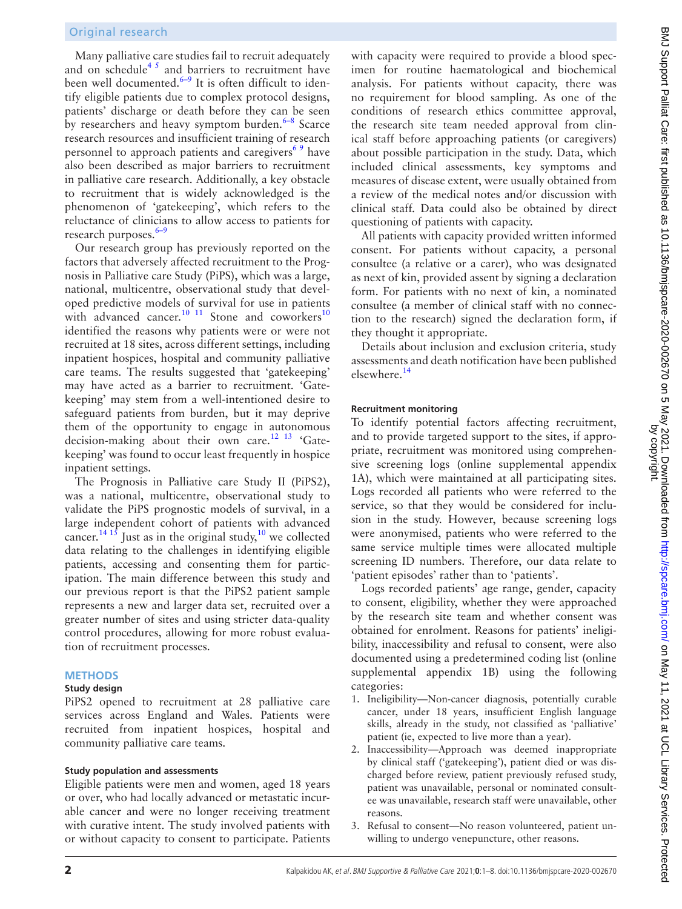Many palliative care studies fail to recruit adequately and on schedule[4 5] and barriers to recruitment have been well documented.[6–9] It is often difficult to identify eligible patients due to complex protocol designs, patients' discharge or death before they can be seen by researchers and heavy symptom burden.[6–8] Scarce research resources and insufficient training of research personnel to approach patients and caregivers[6 9] have also been described as major barriers to recruitment in palliative care research. Additionally, a key obstacle to recruitment that is widely acknowledged is the phenomenon of 'gatekeeping', which refers to the reluctance of clinicians to allow access to patients for research purposes.[6–9]

Our research group has previously reported on the factors that adversely affected recruitment to the Prognosis in Palliative care Study (PiPS), which was a large, national, multicentre, observational study that developed predictive models of survival for use in patients with advanced cancer.[10 11] Stone and coworkers[10] identified the reasons why patients were or were not recruited at 18 sites, across different settings, including inpatient hospices, hospital and community palliative care teams. The results suggested that 'gatekeeping' may have acted as a barrier to recruitment. 'Gatekeeping' may stem from a well-intentioned desire to safeguard patients from burden, but it may deprive them of the opportunity to engage in autonomous decision-making about their own care.[12 13] 'Gatekeeping' was found to occur least frequently in hospice inpatient settings.

The Prognosis in Palliative care Study II (PiPS2), was a national, multicentre, observational study to validate the PiPS prognostic models of survival, in a large independent cohort of patients with advanced cancer.[14 15] Just as in the original study,[10] we collected data relating to the challenges in identifying eligible patients, accessing and consenting them for participation. The main difference between this study and our previous report is that the PiPS2 patient sample represents a new and larger data set, recruited over a greater number of sites and using stricter data-quality control procedures, allowing for more robust evaluation of recruitment processes.

## METHODS

### Study design

PiPS2 opened to recruitment at 28 palliative care services across England and Wales. Patients were recruited from inpatient hospices, hospital and community palliative care teams.

### Study population and assessments

Eligible patients were men and women, aged 18 years or over, who had locally advanced or metastatic incurable cancer and were no longer receiving treatment with curative intent. The study involved patients with or without capacity to consent to participate. Patients with capacity were required to provide a blood specimen for routine haematological and biochemical analysis. For patients without capacity, there was no requirement for blood sampling. As one of the conditions of research ethics committee approval, the research site team needed approval from clinical staff before approaching patients (or caregivers) about possible participation in the study. Data, which included clinical assessments, key symptoms and measures of disease extent, were usually obtained from a review of the medical notes and/or discussion with clinical staff. Data could also be obtained by direct questioning of patients with capacity.

All patients with capacity provided written informed consent. For patients without capacity, a personal consultee (a relative or a carer), who was designated as next of kin, provided assent by signing a declaration form. For patients with no next of kin, a nominated consultee (a member of clinical staff with no connection to the research) signed the declaration form, if they thought it appropriate.

Details about inclusion and exclusion criteria, study assessments and death notification have been published elsewhere.[14]

### Recruitment monitoring

To identify potential factors affecting recruitment, and to provide targeted support to the sites, if appropriate, recruitment was monitored using comprehensive screening logs (online supplemental appendix 1A), which were maintained at all participating sites. Logs recorded all patients who were referred to the service, so that they would be considered for inclusion in the study. However, because screening logs were anonymised, patients who were referred to the same service multiple times were allocated multiple screening ID numbers. Therefore, our data relate to 'patient episodes' rather than to 'patients'.

Logs recorded patients' age range, gender, capacity to consent, eligibility, whether they were approached by the research site team and whether consent was obtained for enrolment. Reasons for patients' ineligibility, inaccessibility and refusal to consent, were also documented using a predetermined coding list (online supplemental appendix 1B) using the following categories:

1. Ineligibility—Non-cancer diagnosis, potentially curable cancer, under 18 years, insufficient English language skills, already in the study, not classified as 'palliative' patient (ie, expected to live more than a year).
2. Inaccessibility—Approach was deemed inappropriate by clinical staff ('gatekeeping'), patient died or was discharged before review, patient previously refused study, patient was unavailable, personal or nominated consultee was unavailable, research staff were unavailable, other reasons.
3. Refusal to consent—No reason volunteered, patient unwilling to undergo venepuncture, other reasons.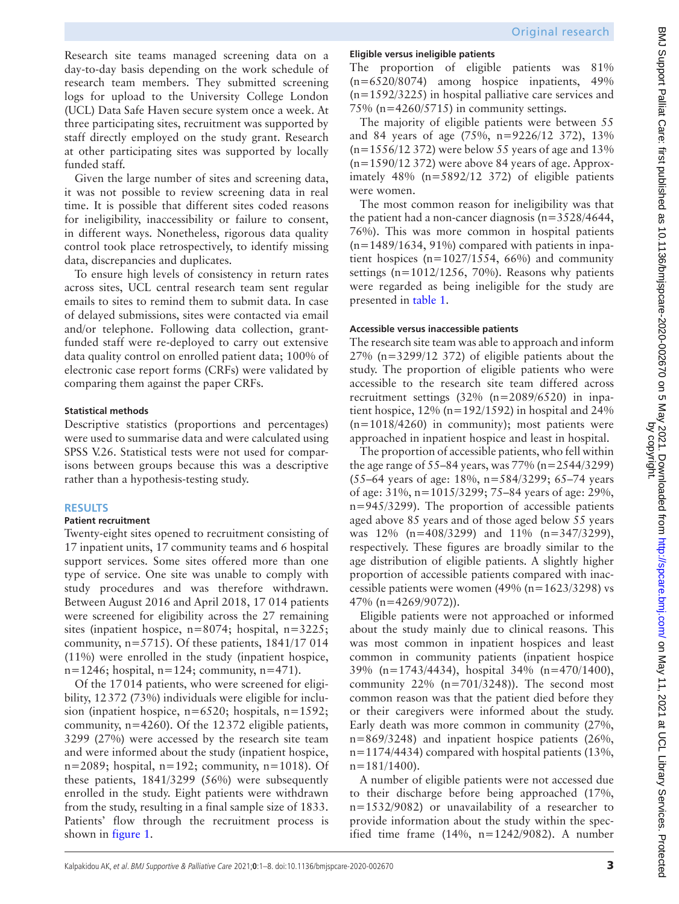Research site teams managed screening data on a day-to-day basis depending on the work schedule of research team members. They submitted screening logs for upload to the University College London (UCL) Data Safe Haven secure system once a week. At three participating sites, recruitment was supported by staff directly employed on the study grant. Research at other participating sites was supported by locally funded staff.

Given the large number of sites and screening data, it was not possible to review screening data in real time. It is possible that different sites coded reasons for ineligibility, inaccessibility or failure to consent, in different ways. Nonetheless, rigorous data quality control took place retrospectively, to identify missing data, discrepancies and duplicates.

To ensure high levels of consistency in return rates across sites, UCL central research team sent regular emails to sites to remind them to submit data. In case of delayed submissions, sites were contacted via email and/or telephone. Following data collection, grant-funded staff were re-deployed to carry out extensive data quality control on enrolled patient data; 100% of electronic case report forms (CRFs) were validated by comparing them against the paper CRFs.

### Statistical methods

Descriptive statistics (proportions and percentages) were used to summarise data and were calculated using SPSS V.26. Statistical tests were not used for comparisons between groups because this was a descriptive rather than a hypothesis-testing study.

## RESULTS

### Patient recruitment

Twenty-eight sites opened to recruitment consisting of 17 inpatient units, 17 community teams and 6 hospital support services. Some sites offered more than one type of service. One site was unable to comply with study procedures and was therefore withdrawn. Between August 2016 and April 2018, 17 014 patients were screened for eligibility across the 27 remaining sites (inpatient hospice, n=8074; hospital, n=3225; community, n=5715). Of these patients, 1841/17 014 (11%) were enrolled in the study (inpatient hospice, n=1246; hospital, n=124; community, n=471).

Of the 17 014 patients, who were screened for eligibility, 12 372 (73%) individuals were eligible for inclusion (inpatient hospice, n=6520; hospitals, n=1592; community, n=4260). Of the 12 372 eligible patients, 3299 (27%) were accessed by the research site team and were informed about the study (inpatient hospice, n=2089; hospital, n=192; community, n=1018). Of these patients, 1841/3299 (56%) were subsequently enrolled in the study. Eight patients were withdrawn from the study, resulting in a final sample size of 1833. Patients' flow through the recruitment process is shown in figure 1.

### Eligible versus ineligible patients

The proportion of eligible patients was 81% (n=6520/8074) among hospice inpatients, 49% (n=1592/3225) in hospital palliative care services and 75% (n=4260/5715) in community settings.

The majority of eligible patients were between 55 and 84 years of age (75%, n=9226/12 372), 13% (n=1556/12 372) were below 55 years of age and 13% (n=1590/12 372) were above 84 years of age. Approximately 48% (n=5892/12 372) of eligible patients were women.

The most common reason for ineligibility was that the patient had a non-cancer diagnosis (n=3528/4644, 76%). This was more common in hospital patients (n=1489/1634, 91%) compared with patients in inpatient hospices (n=1027/1554, 66%) and community settings (n=1012/1256, 70%). Reasons why patients were regarded as being ineligible for the study are presented in table 1.

### Accessible versus inaccessible patients

The research site team was able to approach and inform 27% (n=3299/12 372) of eligible patients about the study. The proportion of eligible patients who were accessible to the research site team differed across recruitment settings (32% (n=2089/6520) in inpatient hospice, 12% (n=192/1592) in hospital and 24% (n=1018/4260) in community); most patients were approached in inpatient hospice and least in hospital.

The proportion of accessible patients, who fell within the age range of 55–84 years, was 77% (n=2544/3299) (55–64 years of age: 18%, n=584/3299; 65–74 years of age: 31%, n=1015/3299; 75–84 years of age: 29%, n=945/3299). The proportion of accessible patients aged above 85 years and of those aged below 55 years was 12% (n=408/3299) and 11% (n=347/3299), respectively. These figures are broadly similar to the age distribution of eligible patients. A slightly higher proportion of accessible patients compared with inaccessible patients were women (49% (n=1623/3298) vs 47% (n=4269/9072)).

Eligible patients were not approached or informed about the study mainly due to clinical reasons. This was most common in inpatient hospices and least common in community patients (inpatient hospice 39% (n=1743/4434), hospital 34% (n=470/1400), community 22% (n=701/3248)). The second most common reason was that the patient died before they or their caregivers were informed about the study. Early death was more common in community (27%, n=869/3248) and inpatient hospice patients (26%, n=1174/4434) compared with hospital patients (13%, n=181/1400).

A number of eligible patients were not accessed due to their discharge before being approached (17%, n=1532/9082) or unavailability of a researcher to provide information about the study within the specified time frame (14%, n=1242/9082). A number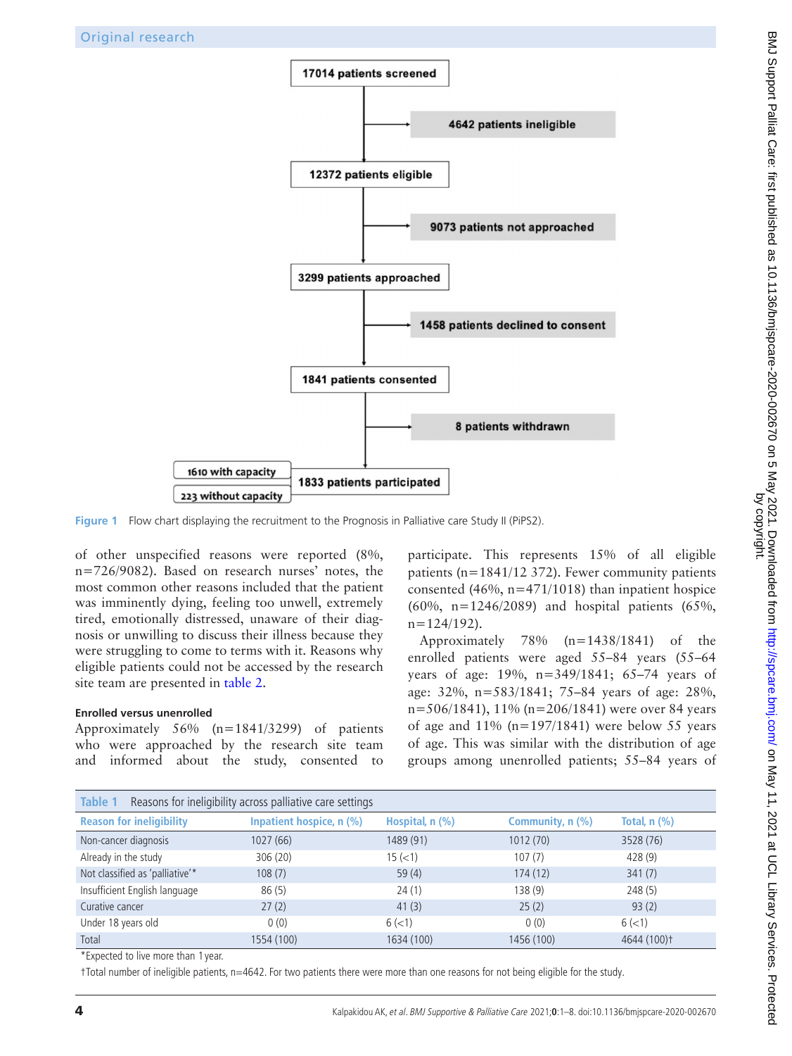17014 patients screened

4642 patients ineligible

12372 patients eligible

9073 patients not approached

3299 patients approached

1458 patients declined to consent

1841 patients consented

8 patients withdrawn

1833 patients participated

1610 with capacity

223 without capacity

Figure 1 Flow chart displaying the recruitment to the Prognosis in Palliative care Study II (PiPS2).

of other unspecified reasons were reported (8%, n=726/9082). Based on research nurses' notes, the most common other reasons included that the patient was imminently dying, feeling too unwell, extremely tired, emotionally distressed, unaware of their diagnosis or unwilling to discuss their illness because they were struggling to come to terms with it. Reasons why eligible patients could not be accessed by the research site team are presented in table 2.

### Enrolled versus unenrolled

Approximately 56% (n=1841/3299) of patients who were approached by the research site team and informed about the study, consented to participate. This represents 15% of all eligible patients (n=1841/12 372). Fewer community patients consented (46%, n=471/1018) than inpatient hospice (60%, n=1246/2089) and hospital patients (65%, n=124/192).

Approximately 78% (n=1438/1841) of the enrolled patients were aged 55–84 years (55–64 years of age: 19%, n=349/1841; 65–74 years of age: 32%, n=583/1841; 75–84 years of age: 28%, n=506/1841), 11% (n=206/1841) were over 84 years of age and 11% (n=197/1841) were below 55 years of age. This was similar with the distribution of age groups among unenrolled patients; 55–84 years of

Table 1 Reasons for ineligibility across palliative care settings

| Reason for ineligibility | Inpatient hospice, n (%) | Hospital, n (%) | Community, n (%) | Total, n (%) |
|---|---|---|---|---|
| Non-cancer diagnosis | 1027 (66) | 1489 (91) | 1012 (70) | 3528 (76) |
| Already in the study | 306 (20) | 15 (<1) | 107 (7) | 428 (9) |
| Not classified as 'palliative'* | 108 (7) | 59 (4) | 174 (12) | 341 (7) |
| Insufficient English language | 86 (5) | 24 (1) | 138 (9) | 248 (5) |
| Curative cancer | 27 (2) | 41 (3) | 25 (2) | 93 (2) |
| Under 18 years old | 0 (0) | 6 (<1) | 0 (0) | 6 (<1) |
| Total | 1554 (100) | 1634 (100) | 1456 (100) | 4644 (100)† |

*Expected to live more than 1 year.

†Total number of ineligible patients, n=4642. For two patients there were more than one reasons for not being eligible for the study.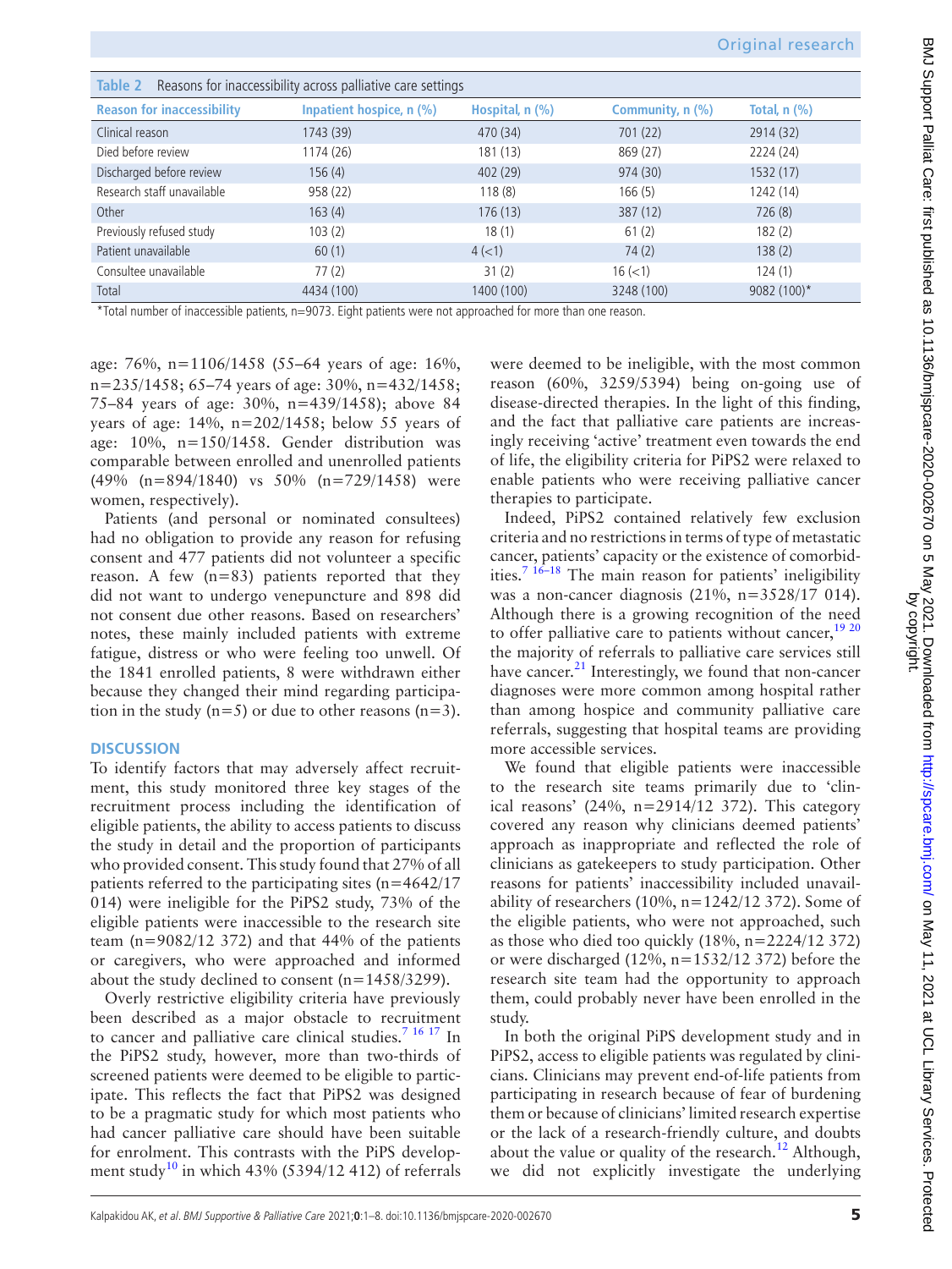**Table 2** Reasons for inaccessibility across palliative care settings

| Reason for inaccessibility | Inpatient hospice, n (%) | Hospital, n (%) | Community, n (%) | Total, n (%) |
|---|---|---|---|---|
| Clinical reason | 1743 (39) | 470 (34) | 701 (22) | 2914 (32) |
| Died before review | 1174 (26) | 181 (13) | 869 (27) | 2224 (24) |
| Discharged before review | 156 (4) | 402 (29) | 974 (30) | 1532 (17) |
| Research staff unavailable | 958 (22) | 118 (8) | 166 (5) | 1242 (14) |
| Other | 163 (4) | 176 (13) | 387 (12) | 726 (8) |
| Previously refused study | 103 (2) | 18 (1) | 61 (2) | 182 (2) |
| Patient unavailable | 60 (1) | 4 (<1) | 74 (2) | 138 (2) |
| Consultee unavailable | 77 (2) | 31 (2) | 16 (<1) | 124 (1) |
| Total | 4434 (100) | 1400 (100) | 3248 (100) | 9082 (100)* |

*Total number of inaccessible patients, n=9073. Eight patients were not approached for more than one reason.

age: 76%, n=1106/1458 (55–64 years of age: 16%, n=235/1458; 65–74 years of age: 30%, n=432/1458; 75–84 years of age: 30%, n=439/1458); above 84 years of age: 14%, n=202/1458; below 55 years of age: 10%, n=150/1458. Gender distribution was comparable between enrolled and unenrolled patients (49% (n=894/1840) vs 50% (n=729/1458) were women, respectively).

Patients (and personal or nominated consultees) had no obligation to provide any reason for refusing consent and 477 patients did not volunteer a specific reason. A few (n=83) patients reported that they did not want to undergo venepuncture and 898 did not consent due other reasons. Based on researchers' notes, these mainly included patients with extreme fatigue, distress or who were feeling too unwell. Of the 1841 enrolled patients, 8 were withdrawn either because they changed their mind regarding participation in the study (n=5) or due to other reasons (n=3).

## DISCUSSION

To identify factors that may adversely affect recruitment, this study monitored three key stages of the recruitment process including the identification of eligible patients, the ability to access patients to discuss the study in detail and the proportion of participants who provided consent. This study found that 27% of all patients referred to the participating sites (n=4642/17 014) were ineligible for the PiPS2 study, 73% of the eligible patients were inaccessible to the research site team (n=9082/12 372) and that 44% of the patients or caregivers, who were approached and informed about the study declined to consent (n=1458/3299).

Overly restrictive eligibility criteria have previously been described as a major obstacle to recruitment to cancer and palliative care clinical studies.[7 16 17] In the PiPS2 study, however, more than two-thirds of screened patients were deemed to be eligible to participate. This reflects the fact that PiPS2 was designed to be a pragmatic study for which most patients who had cancer palliative care should have been suitable for enrolment. This contrasts with the PiPS development study[10] in which 43% (5394/12 412) of referrals were deemed to be ineligible, with the most common reason (60%, 3259/5394) being on-going use of disease-directed therapies. In the light of this finding, and the fact that palliative care patients are increasingly receiving 'active' treatment even towards the end of life, the eligibility criteria for PiPS2 were relaxed to enable patients who were receiving palliative cancer therapies to participate.

Indeed, PiPS2 contained relatively few exclusion criteria and no restrictions in terms of type of metastatic cancer, patients' capacity or the existence of comorbidities.[7 16–18] The main reason for patients' ineligibility was a non-cancer diagnosis (21%, n=3528/17 014). Although there is a growing recognition of the need to offer palliative care to patients without cancer,[19 20] the majority of referrals to palliative care services still have cancer.[21] Interestingly, we found that non-cancer diagnoses were more common among hospital rather than among hospice and community palliative care referrals, suggesting that hospital teams are providing more accessible services.

We found that eligible patients were inaccessible to the research site teams primarily due to 'clinical reasons' (24%, n=2914/12 372). This category covered any reason why clinicians deemed patients' approach as inappropriate and reflected the role of clinicians as gatekeepers to study participation. Other reasons for patients' inaccessibility included unavailability of researchers (10%, n=1242/12 372). Some of the eligible patients, who were not approached, such as those who died too quickly (18%, n=2224/12 372) or were discharged (12%, n=1532/12 372) before the research site team had the opportunity to approach them, could probably never have been enrolled in the study.

In both the original PiPS development study and in PiPS2, access to eligible patients was regulated by clinicians. Clinicians may prevent end-of-life patients from participating in research because of fear of burdening them or because of clinicians' limited research expertise or the lack of a research-friendly culture, and doubts about the value or quality of the research.[12] Although, we did not explicitly investigate the underlying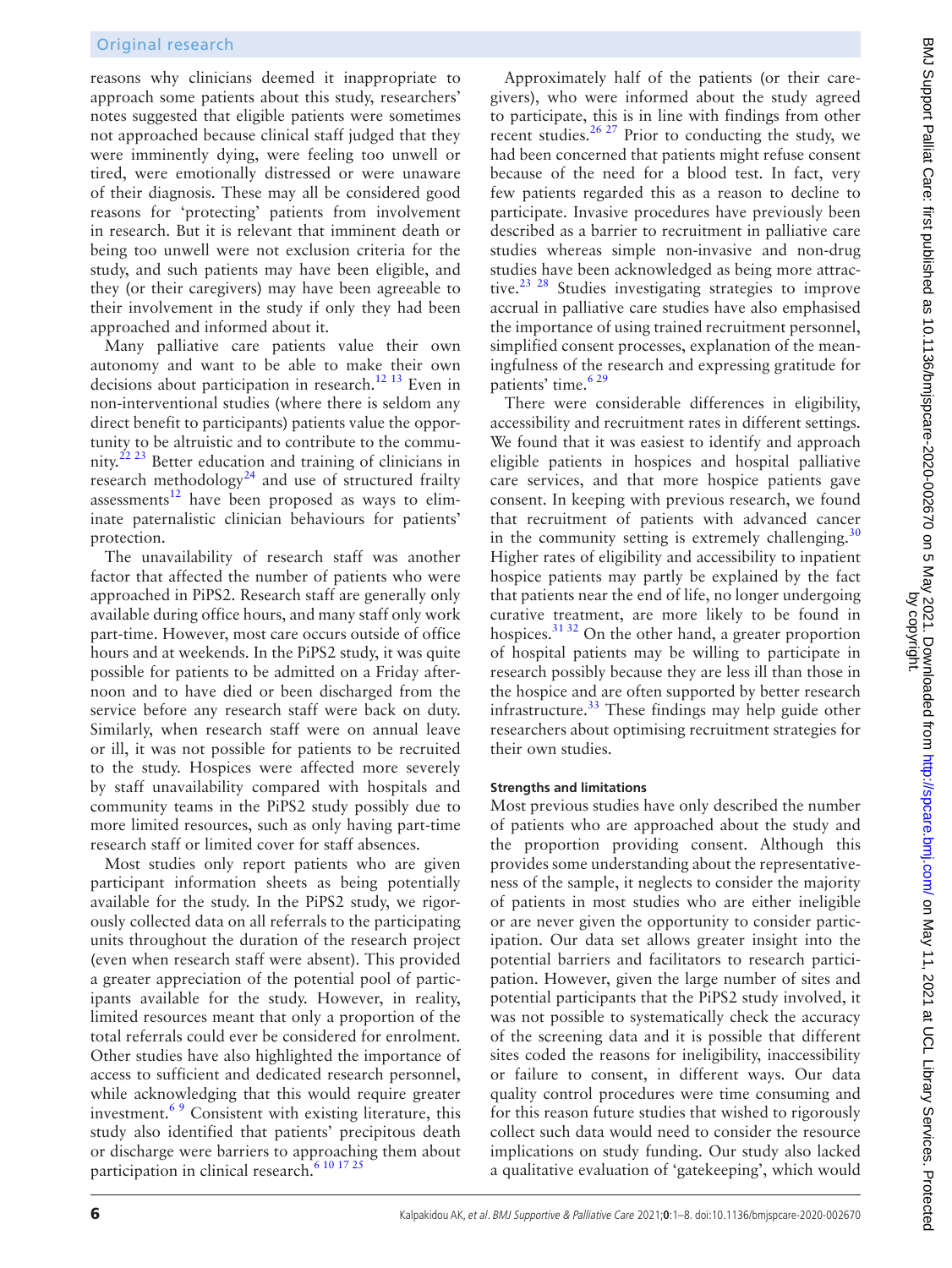reasons why clinicians deemed it inappropriate to approach some patients about this study, researchers' notes suggested that eligible patients were sometimes not approached because clinical staff judged that they were imminently dying, were feeling too unwell or tired, were emotionally distressed or were unaware of their diagnosis. These may all be considered good reasons for 'protecting' patients from involvement in research. But it is relevant that imminent death or being too unwell were not exclusion criteria for the study, and such patients may have been eligible, and they (or their caregivers) may have been agreeable to their involvement in the study if only they had been approached and informed about it.

Many palliative care patients value their own autonomy and want to be able to make their own decisions about participation in research.[12 13] Even in non-interventional studies (where there is seldom any direct benefit to participants) patients value the opportunity to be altruistic and to contribute to the community.[22 23] Better education and training of clinicians in research methodology[24] and use of structured frailty assessments[12] have been proposed as ways to eliminate paternalistic clinician behaviours for patients' protection.

The unavailability of research staff was another factor that affected the number of patients who were approached in PiPS2. Research staff are generally only available during office hours, and many staff only work part-time. However, most care occurs outside of office hours and at weekends. In the PiPS2 study, it was quite possible for patients to be admitted on a Friday afternoon and to have died or been discharged from the service before any research staff were back on duty. Similarly, when research staff were on annual leave or ill, it was not possible for patients to be recruited to the study. Hospices were affected more severely by staff unavailability compared with hospitals and community teams in the PiPS2 study possibly due to more limited resources, such as only having part-time research staff or limited cover for staff absences.

Most studies only report patients who are given participant information sheets as being potentially available for the study. In the PiPS2 study, we rigorously collected data on all referrals to the participating units throughout the duration of the research project (even when research staff were absent). This provided a greater appreciation of the potential pool of participants available for the study. However, in reality, limited resources meant that only a proportion of the total referrals could ever be considered for enrolment. Other studies have also highlighted the importance of access to sufficient and dedicated research personnel, while acknowledging that this would require greater investment.[6 9] Consistent with existing literature, this study also identified that patients' precipitous death or discharge were barriers to approaching them about participation in clinical research.[6 10 17 25]

Approximately half of the patients (or their caregivers), who were informed about the study agreed to participate, this is in line with findings from other recent studies.[26 27] Prior to conducting the study, we had been concerned that patients might refuse consent because of the need for a blood test. In fact, very few patients regarded this as a reason to decline to participate. Invasive procedures have previously been described as a barrier to recruitment in palliative care studies whereas simple non-invasive and non-drug studies have been acknowledged as being more attractive.[23 28] Studies investigating strategies to improve accrual in palliative care studies have also emphasised the importance of using trained recruitment personnel, simplified consent processes, explanation of the meaningfulness of the research and expressing gratitude for patients' time.[6 29]

There were considerable differences in eligibility, accessibility and recruitment rates in different settings. We found that it was easiest to identify and approach eligible patients in hospices and hospital palliative care services, and that more hospice patients gave consent. In keeping with previous research, we found that recruitment of patients with advanced cancer in the community setting is extremely challenging.[30] Higher rates of eligibility and accessibility to inpatient hospice patients may partly be explained by the fact that patients near the end of life, no longer undergoing curative treatment, are more likely to be found in hospices.[31 32] On the other hand, a greater proportion of hospital patients may be willing to participate in research possibly because they are less ill than those in the hospice and are often supported by better research infrastructure.[33] These findings may help guide other researchers about optimising recruitment strategies for their own studies.

**Strengths and limitations**

Most previous studies have only described the number of patients who are approached about the study and the proportion providing consent. Although this provides some understanding about the representativeness of the sample, it neglects to consider the majority of patients in most studies who are either ineligible or are never given the opportunity to consider participation. Our data set allows greater insight into the potential barriers and facilitators to research participation. However, given the large number of sites and potential participants that the PiPS2 study involved, it was not possible to systematically check the accuracy of the screening data and it is possible that different sites coded the reasons for ineligibility, inaccessibility or failure to consent, in different ways. Our data quality control procedures were time consuming and for this reason future studies that wished to rigorously collect such data would need to consider the resource implications on study funding. Our study also lacked a qualitative evaluation of 'gatekeeping', which would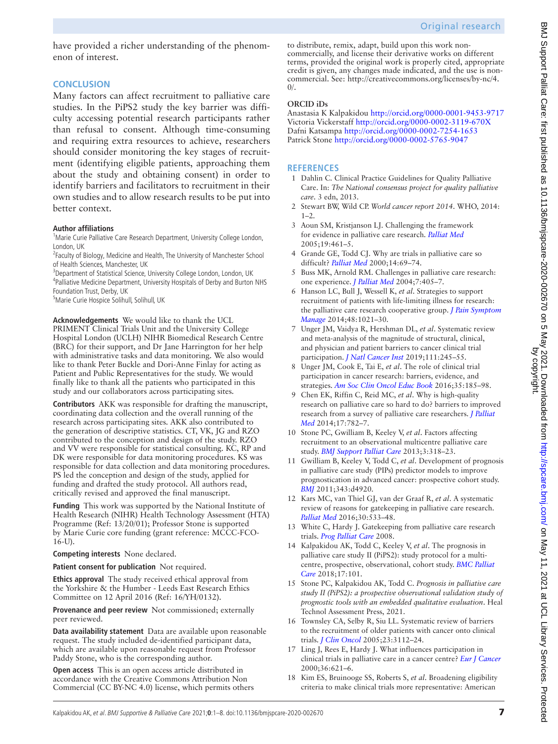have provided a richer understanding of the phenomenon of interest.

## CONCLUSION

Many factors can affect recruitment to palliative care studies. In the PiPS2 study the key barrier was difficulty accessing potential research participants rather than refusal to consent. Although time-consuming and requiring extra resources to achieve, researchers should consider monitoring the key stages of recruitment (identifying eligible patients, approaching them about the study and obtaining consent) in order to identify barriers and facilitators to recruitment in their own studies and to allow research results to be put into better context.

**Author affiliations**

[1]Marie Curie Palliative Care Research Department, University College London, London, UK
[2]Faculty of Biology, Medicine and Health, The University of Manchester School of Health Sciences, Manchester, UK
[3]Department of Statistical Science, University College London, London, UK
[4]Palliative Medicine Department, University Hospitals of Derby and Burton NHS Foundation Trust, Derby, UK
[5]Marie Curie Hospice Solihull, Solihull, UK

**Acknowledgements** We would like to thank the UCL PRIMENT Clinical Trials Unit and the University College Hospital London (UCLH) NIHR Biomedical Research Centre (BRC) for their support, and Dr Jane Harrington for her help with administrative tasks and data monitoring. We also would like to thank Peter Buckle and Dori-Anne Finlay for acting as Patient and Public Representatives for the study. We would finally like to thank all the patients who participated in this study and our collaborators across participating sites.

**Contributors** AKK was responsible for drafting the manuscript, coordinating data collection and the overall running of the research across participating sites. AKK also contributed to the generation of descriptive statistics. CT, VK, JG and RZO contributed to the conception and design of the study. RZO and VV were responsible for statistical consulting. KC, RP and DK were responsible for data monitoring procedures. KS was responsible for data collection and data monitoring procedures. PS led the conception and design of the study, applied for funding and drafted the study protocol. All authors read, critically revised and approved the final manuscript.

**Funding** This work was supported by the National Institute of Health Research (NIHR) Health Technology Assessment (HTA) Programme (Ref: 13/20/01); Professor Stone is supported by Marie Curie core funding (grant reference: MCCC-FCO-16-U).

**Competing interests** None declared.

**Patient consent for publication** Not required.

**Ethics approval** The study received ethical approval from the Yorkshire & the Humber - Leeds East Research Ethics Committee on 12 April 2016 (Ref: 16/YH/0132).

**Provenance and peer review** Not commissioned; externally peer reviewed.

**Data availability statement** Data are available upon reasonable request. The study included de-identified participant data, which are available upon reasonable request from Professor Paddy Stone, who is the corresponding author.

**Open access** This is an open access article distributed in accordance with the Creative Commons Attribution Non Commercial (CC BY-NC 4.0) license, which permits others to distribute, remix, adapt, build upon this work non-commercially, and license their derivative works on different terms, provided the original work is properly cited, appropriate credit is given, any changes made indicated, and the use is non-commercial. See: http://creativecommons.org/licenses/by-nc/4.0/.

**ORCID iDs**

Anastasia K Kalpakidou http://orcid.org/0000-0001-9453-9717
Victoria Vickerstaff http://orcid.org/0000-0002-3119-670X
Dafni Katsampa http://orcid.org/0000-0002-7254-1653
Patrick Stone http://orcid.org/0000-0002-5765-9047

## REFERENCES

1. Dahlin C. Clinical Practice Guidelines for Quality Palliative Care. In: *The National consensus project for quality palliative care*. 3 edn, 2013.
2. Stewart BW, Wild CP. *World cancer report 2014*. WHO, 2014: 1–2.
3. Aoun SM, Kristjanson LJ. Challenging the framework for evidence in palliative care research. *Palliat Med* 2005;19:461–5.
4. Grande GE, Todd CJ. Why are trials in palliative care so difficult? *Palliat Med* 2000;14:69–74.
5. Buss MK, Arnold RM. Challenges in palliative care research: one experience. *J Palliat Med* 2004;7:405–7.
6. Hanson LC, Bull J, Wessell K, *et al*. Strategies to support recruitment of patients with life-limiting illness for research: the palliative care research cooperative group. *J Pain Symptom Manage* 2014;48:1021–30.
7. Unger JM, Vaidya R, Hershman DL, *et al*. Systematic review and meta-analysis of the magnitude of structural, clinical, and physician and patient barriers to cancer clinical trial participation. *J Natl Cancer Inst* 2019;111:245–55.
8. Unger JM, Cook E, Tai E, *et al*. The role of clinical trial participation in cancer research: barriers, evidence, and strategies. *Am Soc Clin Oncol Educ Book* 2016;35:185–98.
9. Chen EK, Riffin C, Reid MC, *et al*. Why is high-quality research on palliative care so hard to do? barriers to improved research from a survey of palliative care researchers. *J Palliat Med* 2014;17:782–7.
10. Stone PC, Gwilliam B, Keeley V, *et al*. Factors affecting recruitment to an observational multicentre palliative care study. *BMJ Support Palliat Care* 2013;3:318–23.
11. Gwilliam B, Keeley V, Todd C, *et al*. Development of prognosis in palliative care study (PIPs) predictor models to improve prognostication in advanced cancer: prospective cohort study. *BMJ* 2011;343:d4920.
12. Kars MC, van Thiel GJ, van der Graaf R, *et al*. A systematic review of reasons for gatekeeping in palliative care research. *Palliat Med* 2016;30:533–48.
13. White C, Hardy J. Gatekeeping from palliative care research trials. *Prog Palliat Care* 2008.
14. Kalpakidou AK, Todd C, Keeley V, *et al*. The prognosis in palliative care study II (PiPS2): study protocol for a multi-centre, prospective, observational, cohort study. *BMC Palliat Care* 2018;17:101.
15. Stone PC, Kalpakidou AK, Todd C. *Prognosis in palliative care study II (PiPS2): a prospective observational validation study of prognostic tools with an embedded qualitative evaluation*. Heal Technol Assessment Press, 2021.
16. Townsley CA, Selby R, Siu LL. Systematic review of barriers to the recruitment of older patients with cancer onto clinical trials. *J Clin Oncol* 2005;23:3112–24.
17. Ling J, Rees E, Hardy J. What influences participation in clinical trials in palliative care in a cancer centre? *Eur J Cancer* 2000;36:621–6.
18. Kim ES, Bruinooge SS, Roberts S, *et al*. Broadening eligibility criteria to make clinical trials more representative: American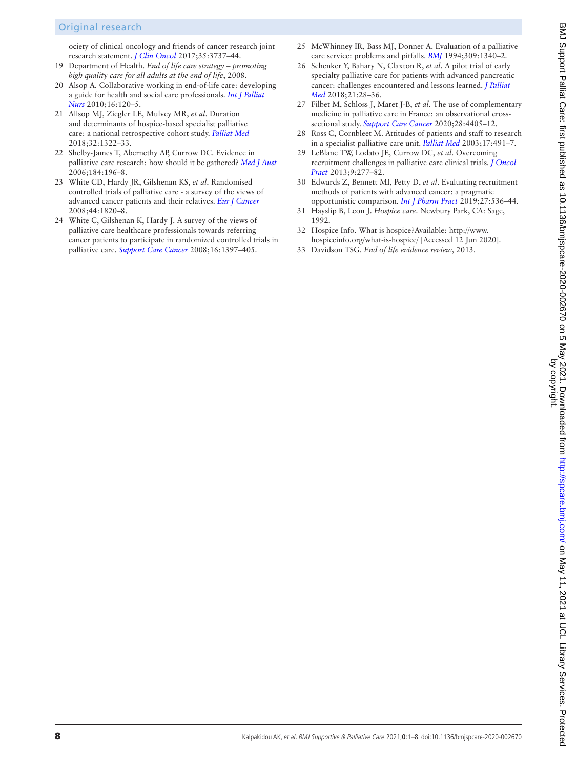ociety of clinical oncology and friends of cancer research joint research statement. *J Clin Oncol* 2017;35:3737–44.

19 Department of Health. *End of life care strategy – promoting high quality care for all adults at the end of life*, 2008.

20 Alsop A. Collaborative working in end-of-life care: developing a guide for health and social care professionals. *Int J Palliat Nurs* 2010;16:120–5.

21 Allsop MJ, Ziegler LE, Mulvey MR, *et al*. Duration and determinants of hospice-based specialist palliative care: a national retrospective cohort study. *Palliat Med* 2018;32:1322–33.

22 Shelby-James T, Abernethy AP, Currow DC. Evidence in palliative care research: how should it be gathered? *Med J Aust* 2006;184:196–8.

23 White CD, Hardy JR, Gilshenan KS, *et al*. Randomised controlled trials of palliative care - a survey of the views of advanced cancer patients and their relatives. *Eur J Cancer* 2008;44:1820–8.

24 White C, Gilshenan K, Hardy J. A survey of the views of palliative care healthcare professionals towards referring cancer patients to participate in randomized controlled trials in palliative care. *Support Care Cancer* 2008;16:1397–405.

25 McWhinney IR, Bass MJ, Donner A. Evaluation of a palliative care service: problems and pitfalls. *BMJ* 1994;309:1340–2.

26 Schenker Y, Bahary N, Claxton R, *et al*. A pilot trial of early specialty palliative care for patients with advanced pancreatic cancer: challenges encountered and lessons learned. *J Palliat Med* 2018;21:28–36.

27 Filbet M, Schloss J, Maret J-B, *et al*. The use of complementary medicine in palliative care in France: an observational cross-sectional study. *Support Care Cancer* 2020;28:4405–12.

28 Ross C, Cornbleet M. Attitudes of patients and staff to research in a specialist palliative care unit. *Palliat Med* 2003;17:491–7.

29 LeBlanc TW, Lodato JE, Currow DC, *et al*. Overcoming recruitment challenges in palliative care clinical trials. *J Oncol Pract* 2013;9:277–82.

30 Edwards Z, Bennett MI, Petty D, *et al*. Evaluating recruitment methods of patients with advanced cancer: a pragmatic opportunistic comparison. *Int J Pharm Pract* 2019;27:536–44.

31 Hayslip B, Leon J. *Hospice care*. Newbury Park, CA: Sage, 1992.

32 Hospice Info. What is hospice?Available: http://www.hospiceinfo.org/what-is-hospice/ [Accessed 12 Jun 2020].

33 Davidson TSG. *End of life evidence review*, 2013.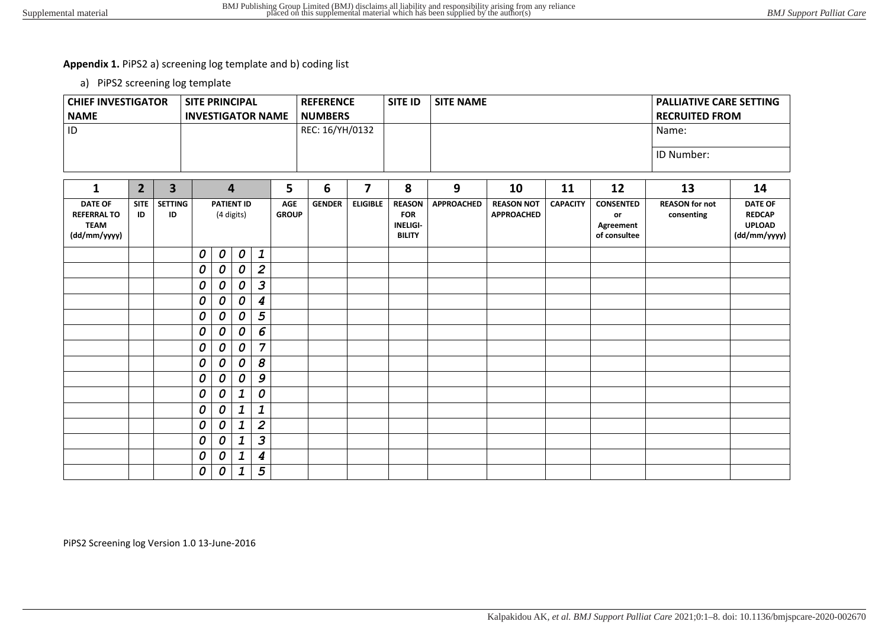**Appendix 1.** PiPS2 a) screening log template and b) coding list

a) PiPS2 screening log template

| CHIEF INVESTIGATOR NAME | SITE PRINCIPAL INVESTIGATOR NAME | REFERENCE NUMBERS | SITE ID | SITE NAME | PALLIATIVE CARE SETTING RECRUITED FROM |
|---|---|---|---|---|---|
| ID | | REC: 16/YH/0132 | | | Name: |
| | | | | | ID Number: |

| 1 | 2 | 3 | 4 | | | | 5 | 6 | 7 | 8 | 9 | 10 | 11 | 12 | 13 | 14 |
|---|---|---|---|---|---|---|---|---|---|---|---|---|---|---|---|---|
| DATE OF REFERRAL TO TEAM (dd/mm/yyyy) | SITE ID | SETTING ID | PATIENT ID (4 digits) | | | | AGE GROUP | GENDER | ELIGIBLE | REASON FOR INELIGI-BILITY | APPROACHED | REASON NOT APPROACHED | CAPACITY | CONSENTED or Agreement of consultee | REASON for not consenting | DATE OF REDCAP UPLOAD (dd/mm/yyyy) |
| | | | 0 | 0 | 0 | 1 | | | | | | | | | | |
| | | | 0 | 0 | 0 | 2 | | | | | | | | | | |
| | | | 0 | 0 | 0 | 3 | | | | | | | | | | |
| | | | 0 | 0 | 0 | 4 | | | | | | | | | | |
| | | | 0 | 0 | 0 | 5 | | | | | | | | | | |
| | | | 0 | 0 | 0 | 6 | | | | | | | | | | |
| | | | 0 | 0 | 0 | 7 | | | | | | | | | | |
| | | | 0 | 0 | 0 | 8 | | | | | | | | | | |
| | | | 0 | 0 | 0 | 9 | | | | | | | | | | |
| | | | 0 | 0 | 1 | 0 | | | | | | | | | | |
| | | | 0 | 0 | 1 | 1 | | | | | | | | | | |
| | | | 0 | 0 | 1 | 2 | | | | | | | | | | |
| | | | 0 | 0 | 1 | 3 | | | | | | | | | | |
| | | | 0 | 0 | 1 | 4 | | | | | | | | | | |
| | | | 0 | 0 | 1 | 5 | | | | | | | | | | |

PiPS2 Screening log Version 1.0 13-June-2016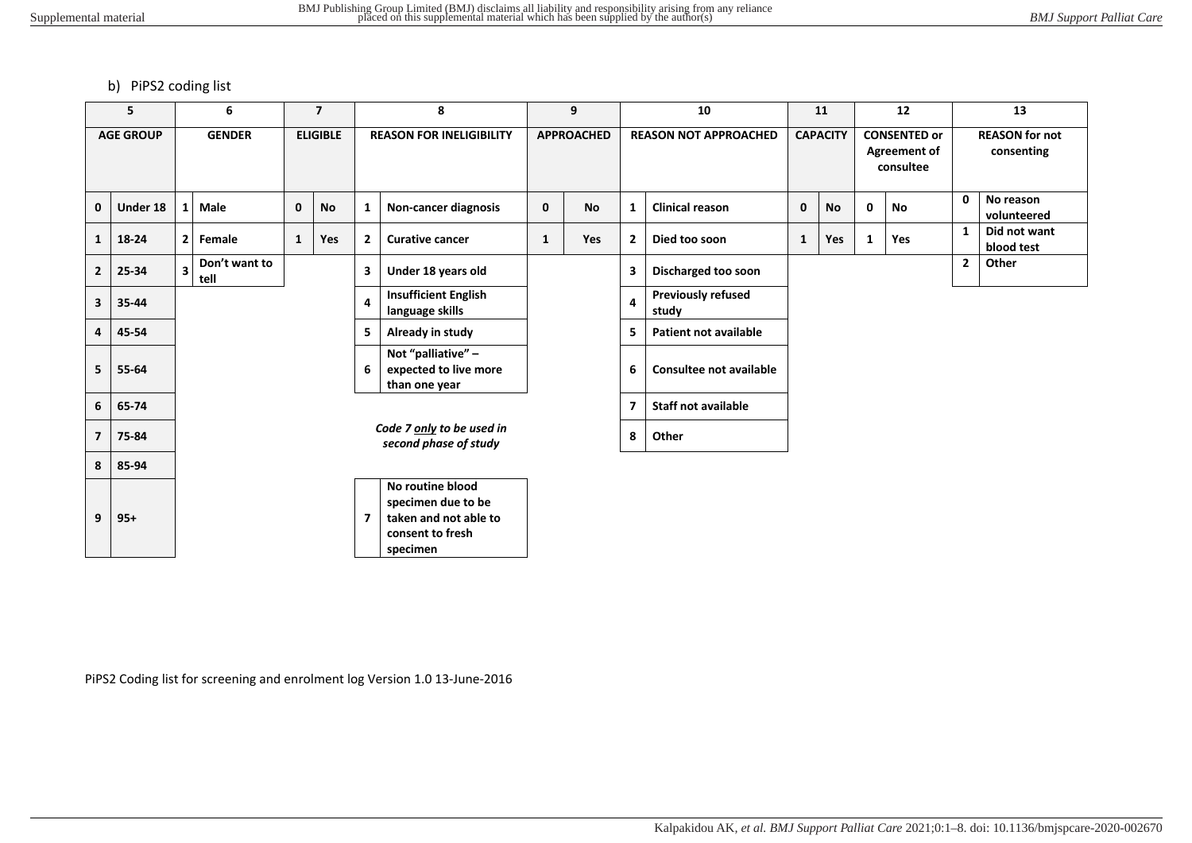b) PiPS2 coding list

| 5 | | 6 | | 7 | | 8 | | 9 | | 10 | | 11 | | 12 | | 13 | |
|---|---|---|---|---|---|---|---|---|---|---|---|---|---|---|---|---|---|
| **AGE GROUP** | | **GENDER** | | **ELIGIBLE** | | **REASON FOR INELIGIBILITY** | | **APPROACHED** | | **REASON NOT APPROACHED** | | **CAPACITY** | | **CONSENTED or Agreement of consultee** | | **REASON for not consenting** | |
| **0** | **Under 18** | **1** | **Male** | **0** | **No** | **1** | **Non-cancer diagnosis** | **0** | **No** | **1** | **Clinical reason** | **0** | **No** | **0** | **No** | **0** | **No reason volunteered** |
| **1** | **18-24** | **2** | **Female** | **1** | **Yes** | **2** | **Curative cancer** | **1** | **Yes** | **2** | **Died too soon** | **1** | **Yes** | **1** | **Yes** | **1** | **Did not want blood test** |
| **2** | **25-34** | **3** | **Don't want to tell** | | | **3** | **Under 18 years old** | | | **3** | **Discharged too soon** | | | | | **2** | **Other** |
| **3** | **35-44** | | | | | **4** | **Insufficient English language skills** | | | **4** | **Previously refused study** | | | | | | |
| **4** | **45-54** | | | | | **5** | **Already in study** | | | **5** | **Patient not available** | | | | | | |
| **5** | **55-64** | | | | | **6** | **Not "palliative" – expected to live more than one year** | | | **6** | **Consultee not available** | | | | | | |
| **6** | **65-74** | | | | | | | | | **7** | **Staff not available** | | | | | | |
| **7** | **75-84** | | | | | | ***Code 7 only to be used in second phase of study*** | | | **8** | **Other** | | | | | | |
| **8** | **85-94** | | | | | | | | | | | | | | | | |
| **9** | **95+** | | | | | **7** | **No routine blood specimen due to be taken and not able to consent to fresh specimen** | | | | | | | | | | |

PiPS2 Coding list for screening and enrolment log Version 1.0 13-June-2016